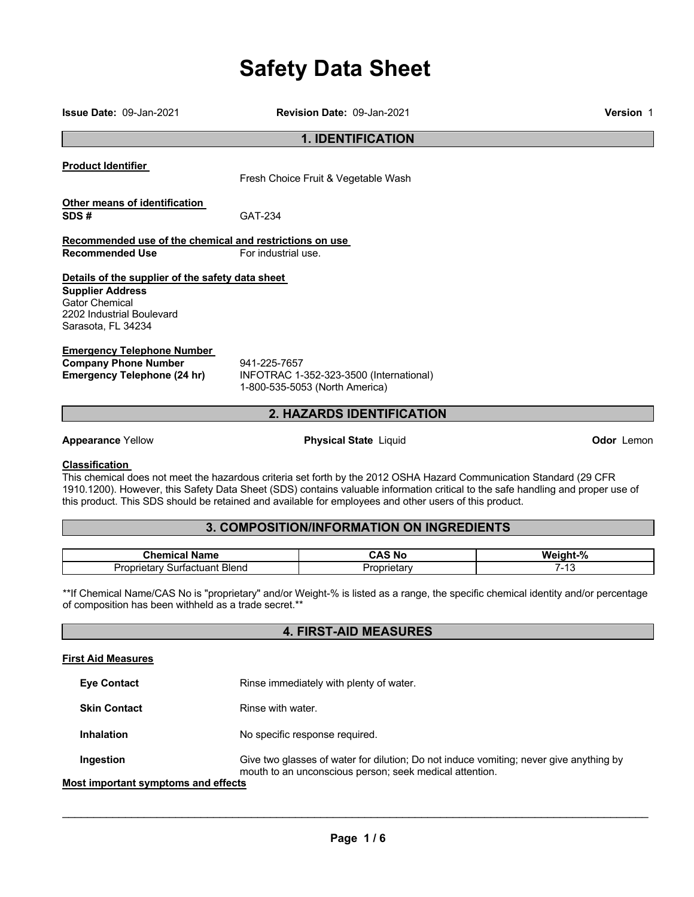# Safety Data Sheet

**Issue Date:** 09-Jan-2021 **Revision Date:** 09-Jan-2021 **Version** 1

## 1. IDENTIFICATION

**Product Identifier**

Fresh Choice Fruit & Vegetable Wash

**Other means of identification**

**SDS #** GAT-234

**Recommended use of the chemical and restrictions on use**

**Recommended Use** For industrial use.

**Details of the supplier of the safety data sheet**

**Supplier Address**
Gator Chemical
2202 Industrial Boulevard
Sarasota, FL 34234

**Emergency Telephone Number**

**Company Phone Number** 941-225-7657
**Emergency Telephone (24 hr)** INFOTRAC 1-352-323-3500 (International)
1-800-535-5053 (North America)

## 2. HAZARDS IDENTIFICATION

**Appearance** Yellow **Physical State** Liquid **Odor** Lemon

**Classification**

This chemical does not meet the hazardous criteria set forth by the 2012 OSHA Hazard Communication Standard (29 CFR 1910.1200). However, this Safety Data Sheet (SDS) contains valuable information critical to the safe handling and proper use of this product. This SDS should be retained and available for employees and other users of this product.

## 3. COMPOSITION/INFORMATION ON INGREDIENTS

| Chemical Name | CAS No | Weight-% |
| --- | --- | --- |
| Proprietary Surfactuant Blend | Proprietary | 7-13 |

**If Chemical Name/CAS No is "proprietary" and/or Weight-% is listed as a range, the specific chemical identity and/or percentage of composition has been withheld as a trade secret.**

## 4. FIRST-AID MEASURES

**First Aid Measures**

**Eye Contact** Rinse immediately with plenty of water.

**Skin Contact** Rinse with water.

**Inhalation** No specific response required.

**Ingestion** Give two glasses of water for dilution; Do not induce vomiting; never give anything by mouth to an unconscious person; seek medical attention.

**Most important symptoms and effects**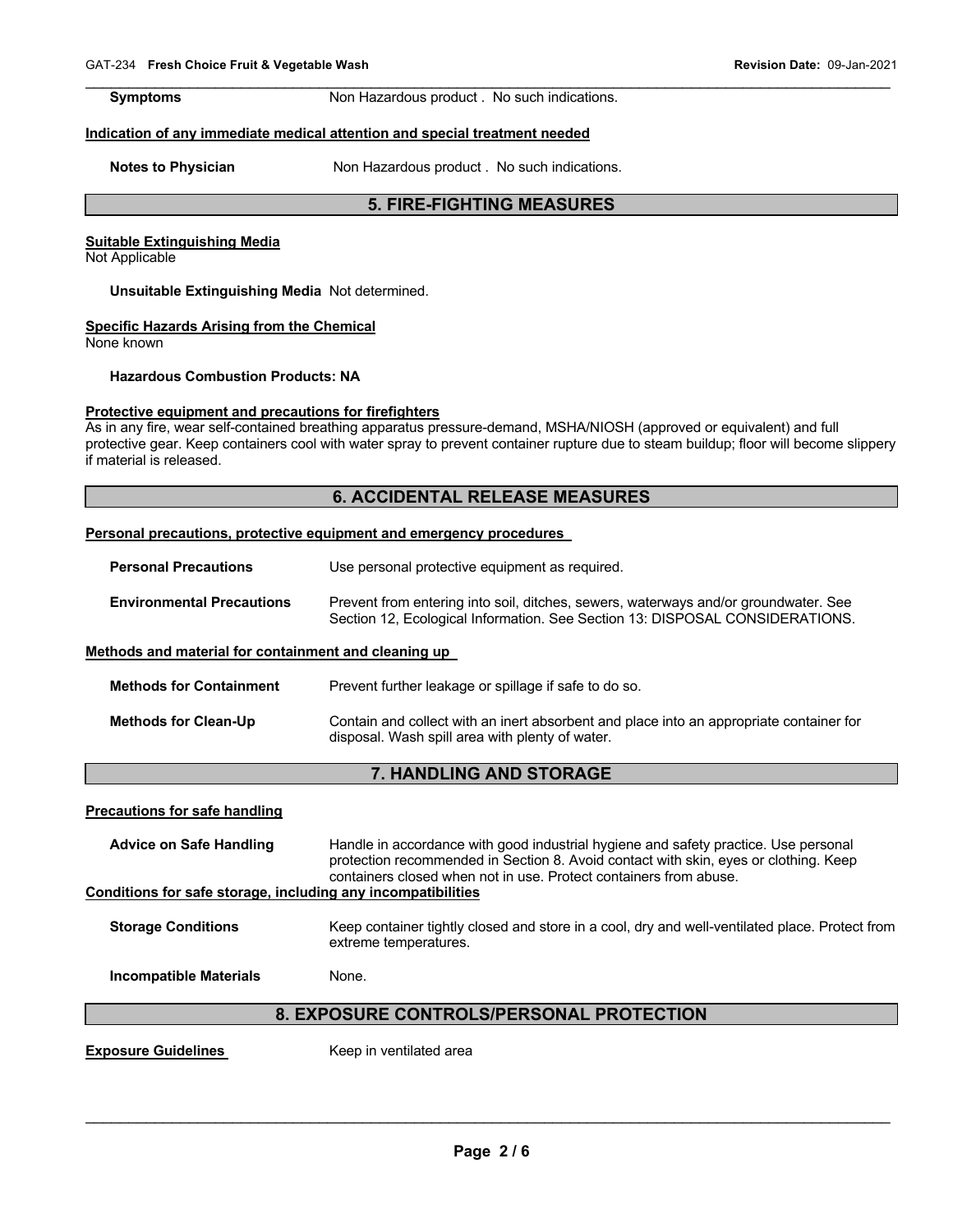**Symptoms** Non Hazardous product . No such indications.

**Indication of any immediate medical attention and special treatment needed**

**Notes to Physician** Non Hazardous product . No such indications.

## 5. FIRE-FIGHTING MEASURES

**Suitable Extinguishing Media**
Not Applicable

**Unsuitable Extinguishing Media** Not determined.

**Specific Hazards Arising from the Chemical**
None known

**Hazardous Combustion Products: NA**

**Protective equipment and precautions for firefighters**
As in any fire, wear self-contained breathing apparatus pressure-demand, MSHA/NIOSH (approved or equivalent) and full protective gear. Keep containers cool with water spray to prevent container rupture due to steam buildup; floor will become slippery if material is released.

## 6. ACCIDENTAL RELEASE MEASURES

**Personal precautions, protective equipment and emergency procedures**

**Personal Precautions** Use personal protective equipment as required.

**Environmental Precautions** Prevent from entering into soil, ditches, sewers, waterways and/or groundwater. See Section 12, Ecological Information. See Section 13: DISPOSAL CONSIDERATIONS.

**Methods and material for containment and cleaning up**

**Methods for Containment** Prevent further leakage or spillage if safe to do so.

**Methods for Clean-Up** Contain and collect with an inert absorbent and place into an appropriate container for disposal. Wash spill area with plenty of water.

## 7. HANDLING AND STORAGE

**Precautions for safe handling**

**Advice on Safe Handling** Handle in accordance with good industrial hygiene and safety practice. Use personal protection recommended in Section 8. Avoid contact with skin, eyes or clothing. Keep containers closed when not in use. Protect containers from abuse.

**Conditions for safe storage, including any incompatibilities**

**Storage Conditions** Keep container tightly closed and store in a cool, dry and well-ventilated place. Protect from extreme temperatures.

**Incompatible Materials** None.

## 8. EXPOSURE CONTROLS/PERSONAL PROTECTION

**Exposure Guidelines** Keep in ventilated area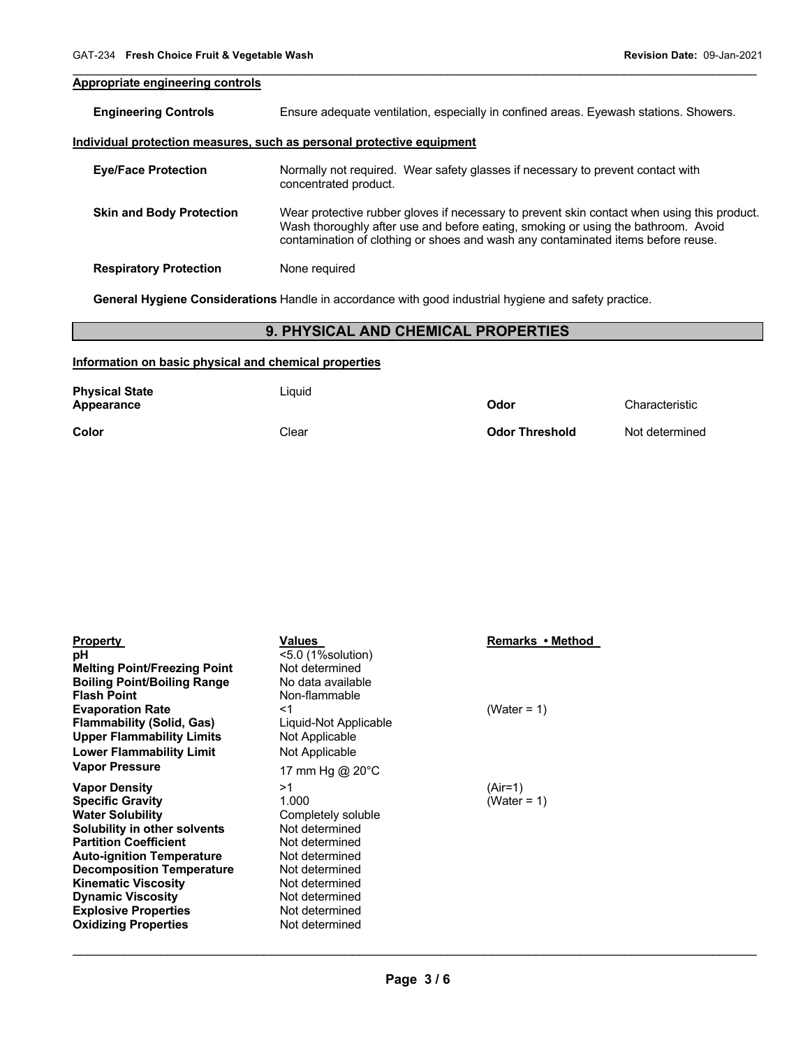### Appropriate engineering controls

**Engineering Controls** Ensure adequate ventilation, especially in confined areas. Eyewash stations. Showers.

### Individual protection measures, such as personal protective equipment

**Eye/Face Protection** Normally not required. Wear safety glasses if necessary to prevent contact with concentrated product.

**Skin and Body Protection** Wear protective rubber gloves if necessary to prevent skin contact when using this product. Wash thoroughly after use and before eating, smoking or using the bathroom. Avoid contamination of clothing or shoes and wash any contaminated items before reuse.

**Respiratory Protection** None required

**General Hygiene Considerations** Handle in accordance with good industrial hygiene and safety practice.

## 9. PHYSICAL AND CHEMICAL PROPERTIES

### Information on basic physical and chemical properties

| | | | |
|---|---|---|---|
| **Physical State** | Liquid | | |
| **Appearance** | | **Odor** | Characteristic |
| **Color** | Clear | **Odor Threshold** | Not determined |

| Property | Values | Remarks • Method |
|---|---|---|
| **pH** | <5.0 (1%solution) | |
| **Melting Point/Freezing Point** | Not determined | |
| **Boiling Point/Boiling Range** | No data available | |
| **Flash Point** | Non-flammable | |
| **Evaporation Rate** | <1 | (Water = 1) |
| **Flammability (Solid, Gas)** | Liquid-Not Applicable | |
| **Upper Flammability Limits** | Not Applicable | |
| **Lower Flammability Limit** | Not Applicable | |
| **Vapor Pressure** | 17 mm Hg @ 20°C | |
| **Vapor Density** | >1 | (Air=1) |
| **Specific Gravity** | 1.000 | (Water = 1) |
| **Water Solubility** | Completely soluble | |
| **Solubility in other solvents** | Not determined | |
| **Partition Coefficient** | Not determined | |
| **Auto-ignition Temperature** | Not determined | |
| **Decomposition Temperature** | Not determined | |
| **Kinematic Viscosity** | Not determined | |
| **Dynamic Viscosity** | Not determined | |
| **Explosive Properties** | Not determined | |
| **Oxidizing Properties** | Not determined | |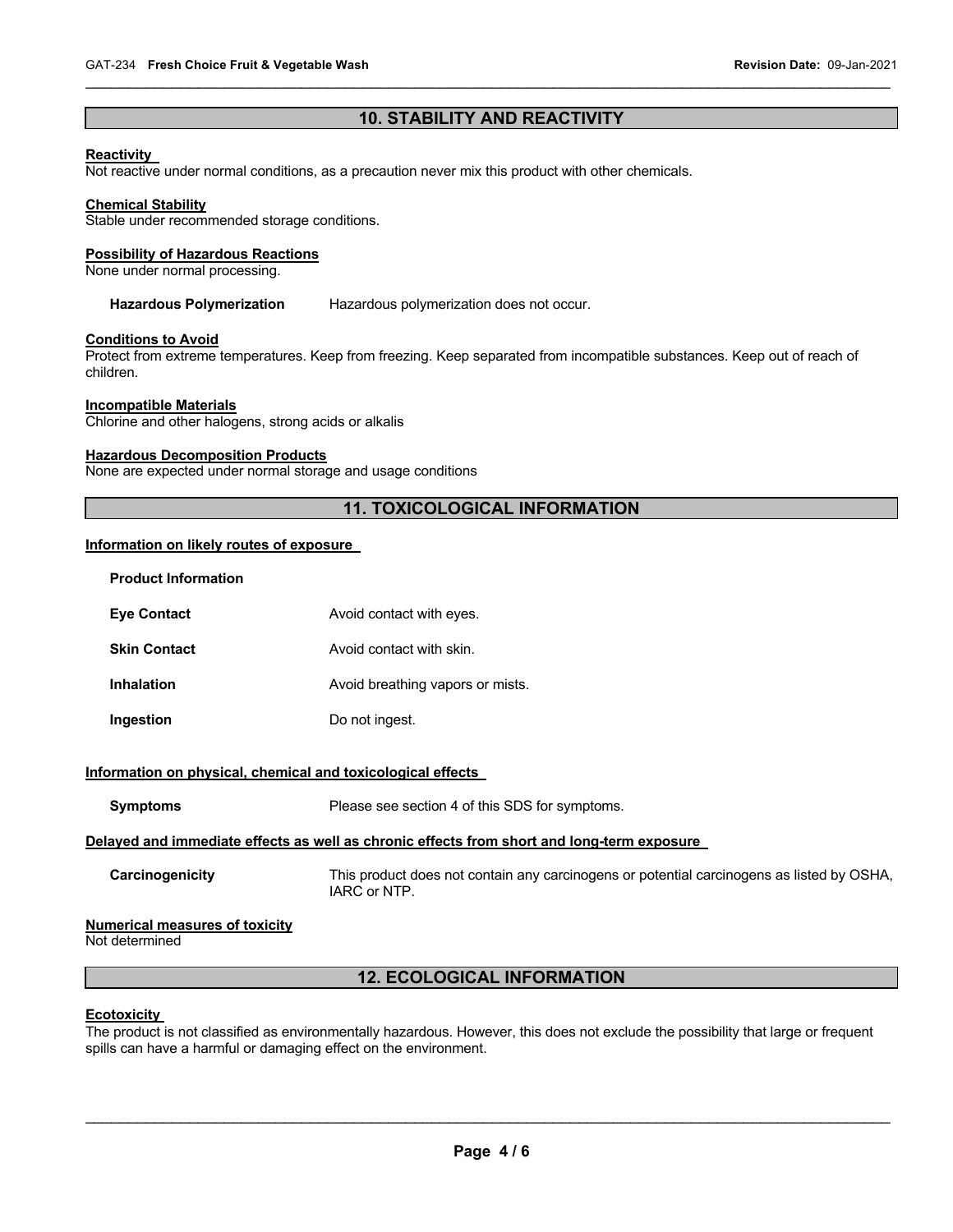## 10. STABILITY AND REACTIVITY

**Reactivity**
Not reactive under normal conditions, as a precaution never mix this product with other chemicals.

**Chemical Stability**
Stable under recommended storage conditions.

**Possibility of Hazardous Reactions**
None under normal processing.

**Hazardous Polymerization** Hazardous polymerization does not occur.

**Conditions to Avoid**
Protect from extreme temperatures. Keep from freezing. Keep separated from incompatible substances. Keep out of reach of children.

**Incompatible Materials**
Chlorine and other halogens, strong acids or alkalis

**Hazardous Decomposition Products**
None are expected under normal storage and usage conditions

## 11. TOXICOLOGICAL INFORMATION

**Information on likely routes of exposure**

**Product Information**

| | |
|---|---|
| **Eye Contact** | Avoid contact with eyes. |
| **Skin Contact** | Avoid contact with skin. |
| **Inhalation** | Avoid breathing vapors or mists. |
| **Ingestion** | Do not ingest. |

**Information on physical, chemical and toxicological effects**

**Symptoms** Please see section 4 of this SDS for symptoms.

**Delayed and immediate effects as well as chronic effects from short and long-term exposure**

**Carcinogenicity** This product does not contain any carcinogens or potential carcinogens as listed by OSHA, IARC or NTP.

**Numerical measures of toxicity**
Not determined

## 12. ECOLOGICAL INFORMATION

**Ecotoxicity**
The product is not classified as environmentally hazardous. However, this does not exclude the possibility that large or frequent spills can have a harmful or damaging effect on the environment.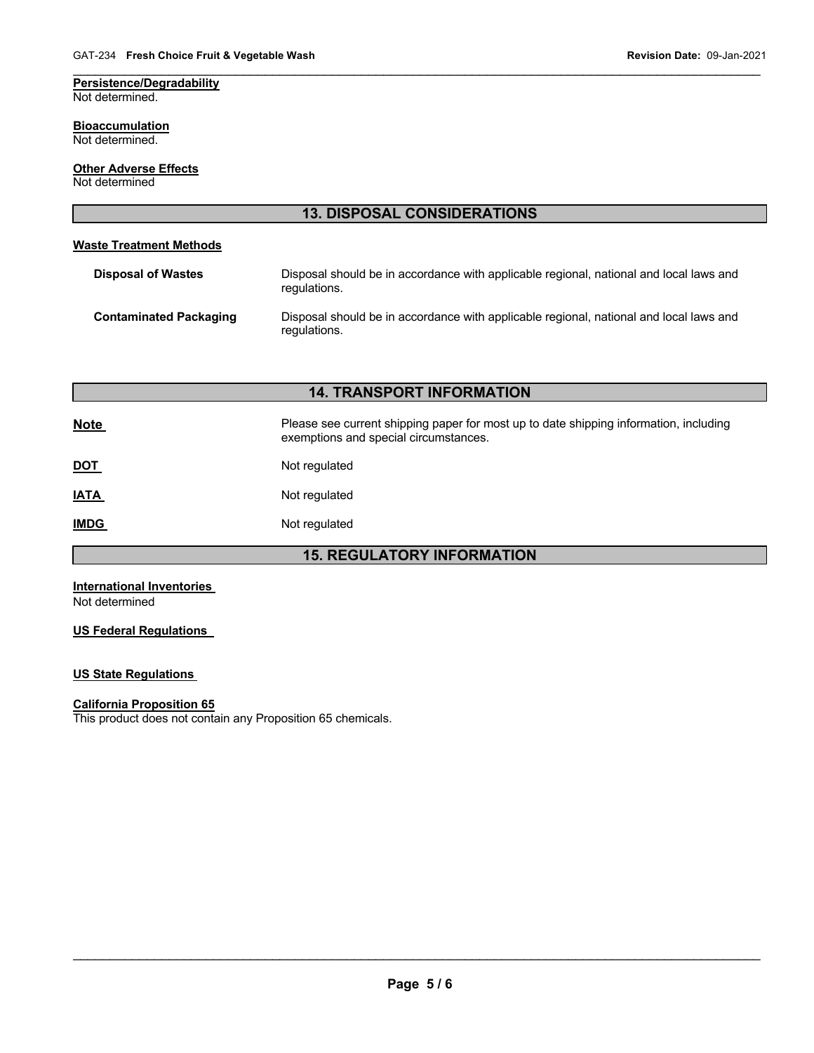**Persistence/Degradability**
Not determined.

**Bioaccumulation**
Not determined.

**Other Adverse Effects**
Not determined

## 13. DISPOSAL CONSIDERATIONS

**Waste Treatment Methods**

| | |
|---|---|
| **Disposal of Wastes** | Disposal should be in accordance with applicable regional, national and local laws and regulations. |
| **Contaminated Packaging** | Disposal should be in accordance with applicable regional, national and local laws and regulations. |

## 14. TRANSPORT INFORMATION

| | |
|---|---|
| **Note** | Please see current shipping paper for most up to date shipping information, including exemptions and special circumstances. |
| **DOT** | Not regulated |
| **IATA** | Not regulated |
| **IMDG** | Not regulated |

## 15. REGULATORY INFORMATION

**International Inventories**
Not determined

**US Federal Regulations**

**US State Regulations**

**California Proposition 65**
This product does not contain any Proposition 65 chemicals.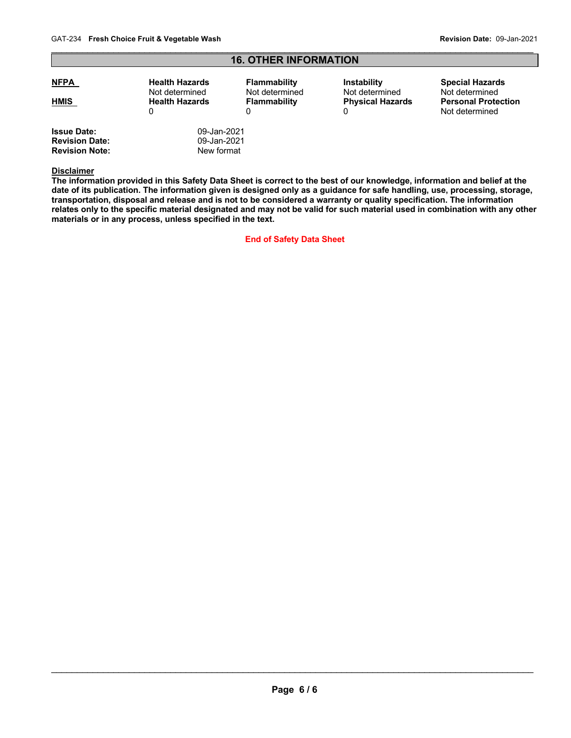## 16. OTHER INFORMATION

| | | | | |
|---|---|---|---|---|
| **NFPA** | **Health Hazards** | **Flammability** | **Instability** | **Special Hazards** |
| | Not determined | Not determined | Not determined | Not determined |
| **HMIS** | **Health Hazards** | **Flammability** | **Physical Hazards** | **Personal Protection** |
| | 0 | 0 | 0 | Not determined |

**Issue Date:** 09-Jan-2021
**Revision Date:** 09-Jan-2021
**Revision Note:** New format

**Disclaimer**

**The information provided in this Safety Data Sheet is correct to the best of our knowledge, information and belief at the date of its publication. The information given is designed only as a guidance for safe handling, use, processing, storage, transportation, disposal and release and is not to be considered a warranty or quality specification. The information relates only to the specific material designated and may not be valid for such material used in combination with any other materials or in any process, unless specified in the text.**

**End of Safety Data Sheet**